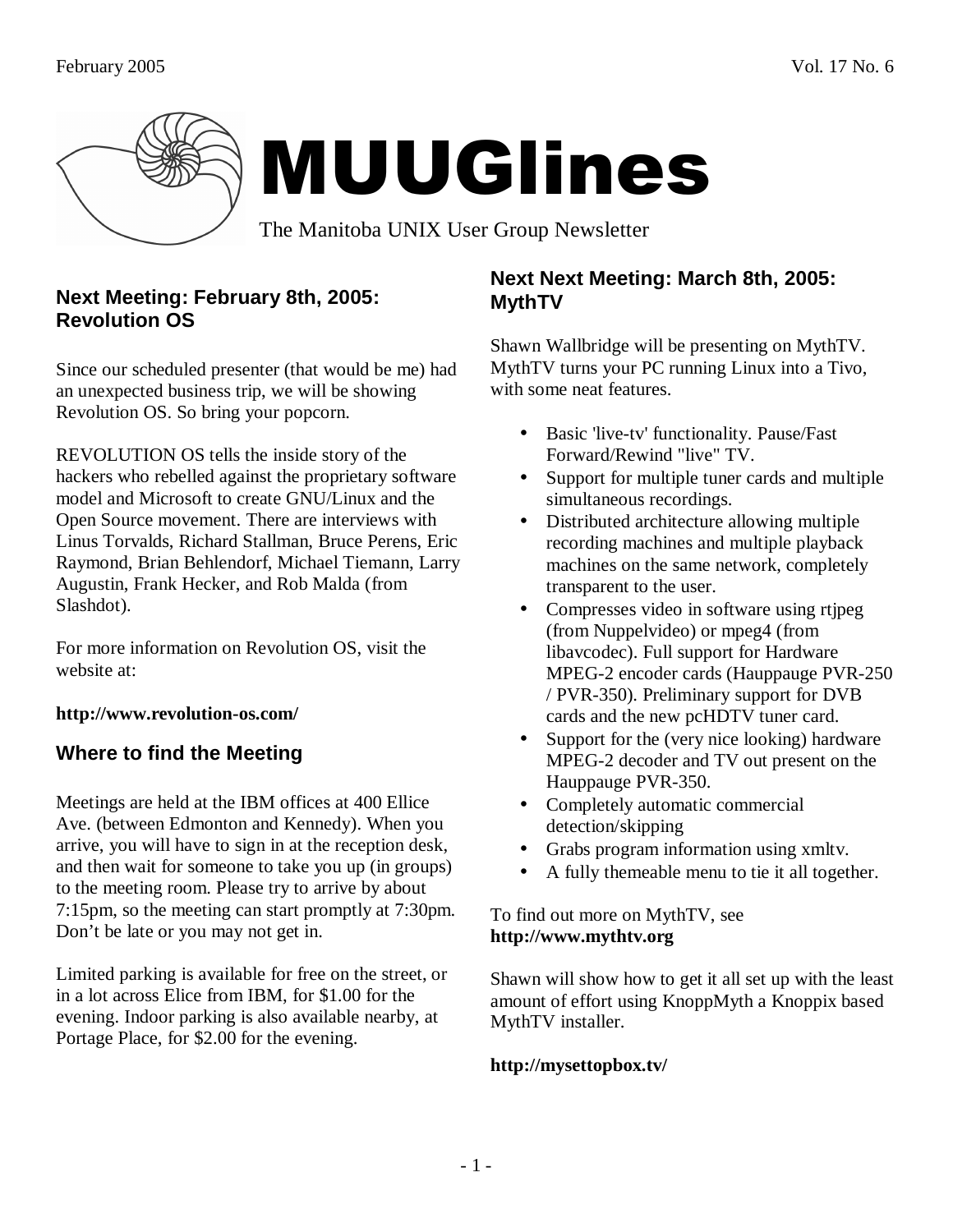# MUUGlines

The Manitoba UNIX User Group Newsletter

## Next Meeting: February 8th, 2005: Revolution OS

Since our scheduled presenter (that would be me) had an unexpected business trip, we will be showing Revolution OS. So bring your popcorn.

REVOLUTION OS tells the inside story of the hackers who rebelled against the proprietary software model and Microsoft to create GNU/Linux and the Open Source movement. There are interviews with Linus Torvalds, Richard Stallman, Bruce Perens, Eric Raymond, Brian Behlendorf, Michael Tiemann, Larry Augustin, Frank Hecker, and Rob Malda (from Slashdot).

For more information on Revolution OS, visit the website at:

**http://www.revolution-os.com/**

## Where to find the Meeting

Meetings are held at the IBM offices at 400 Ellice Ave. (between Edmonton and Kennedy). When you arrive, you will have to sign in at the reception desk, and then wait for someone to take you up (in groups) to the meeting room. Please try to arrive by about 7:15pm, so the meeting can start promptly at 7:30pm. Don't be late or you may not get in.

Limited parking is available for free on the street, or in a lot across Elice from IBM, for $1.00 for the evening. Indoor parking is also available nearby, at Portage Place, for $2.00 for the evening.

## Next Next Meeting: March 8th, 2005: MythTV

Shawn Wallbridge will be presenting on MythTV. MythTV turns your PC running Linux into a Tivo, with some neat features.

- Basic 'live-tv' functionality. Pause/Fast Forward/Rewind "live" TV.
- Support for multiple tuner cards and multiple simultaneous recordings.
- Distributed architecture allowing multiple recording machines and multiple playback machines on the same network, completely transparent to the user.
- Compresses video in software using rtjpeg (from Nuppelvideo) or mpeg4 (from libavcodec). Full support for Hardware MPEG-2 encoder cards (Hauppauge PVR-250 / PVR-350). Preliminary support for DVB cards and the new pcHDTV tuner card.
- Support for the (very nice looking) hardware MPEG-2 decoder and TV out present on the Hauppauge PVR-350.
- Completely automatic commercial detection/skipping
- Grabs program information using xmltv.
- A fully themeable menu to tie it all together.

To find out more on MythTV, see **http://www.mythtv.org**

Shawn will show how to get it all set up with the least amount of effort using KnoppMyth a Knoppix based MythTV installer.

**http://mysettopbox.tv/**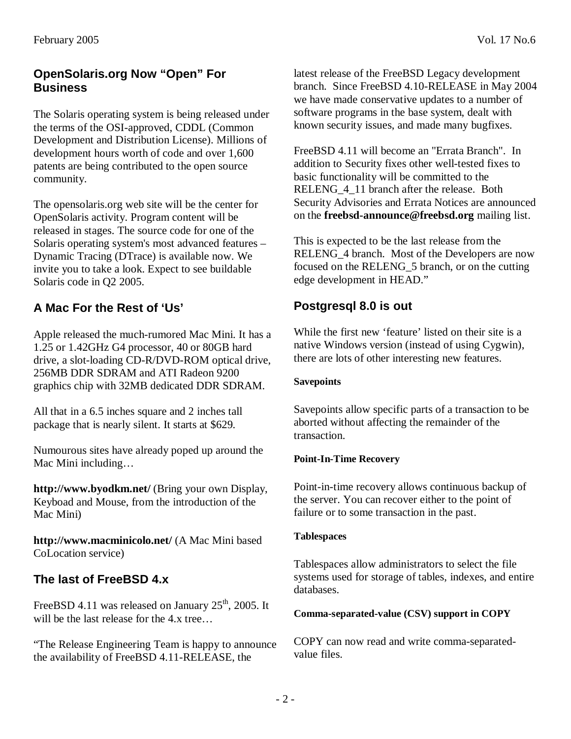## OpenSolaris.org Now "Open" For Business

The Solaris operating system is being released under the terms of the OSI-approved, CDDL (Common Development and Distribution License). Millions of development hours worth of code and over 1,600 patents are being contributed to the open source community.

The opensolaris.org web site will be the center for OpenSolaris activity. Program content will be released in stages. The source code for one of the Solaris operating system's most advanced features – Dynamic Tracing (DTrace) is available now. We invite you to take a look. Expect to see buildable Solaris code in Q2 2005.

## A Mac For the Rest of 'Us'

Apple released the much-rumored Mac Mini. It has a 1.25 or 1.42GHz G4 processor, 40 or 80GB hard drive, a slot-loading CD-R/DVD-ROM optical drive, 256MB DDR SDRAM and ATI Radeon 9200 graphics chip with 32MB dedicated DDR SDRAM.

All that in a 6.5 inches square and 2 inches tall package that is nearly silent. It starts at $629.

Numourous sites have already poped up around the Mac Mini including…

**http://www.byodkm.net/** (Bring your own Display, Keyboad and Mouse, from the introduction of the Mac Mini)

**http://www.macminicolo.net/** (A Mac Mini based CoLocation service)

## The last of FreeBSD 4.x

FreeBSD 4.11 was released on January 25th, 2005. It will be the last release for the 4.x tree…

"The Release Engineering Team is happy to announce the availability of FreeBSD 4.11-RELEASE, the latest release of the FreeBSD Legacy development branch. Since FreeBSD 4.10-RELEASE in May 2004 we have made conservative updates to a number of software programs in the base system, dealt with known security issues, and made many bugfixes.

FreeBSD 4.11 will become an "Errata Branch". In addition to Security fixes other well-tested fixes to basic functionality will be committed to the RELENG_4_11 branch after the release. Both Security Advisories and Errata Notices are announced on the **freebsd-announce@freebsd.org** mailing list.

This is expected to be the last release from the RELENG_4 branch. Most of the Developers are now focused on the RELENG_5 branch, or on the cutting edge development in HEAD."

## Postgresql 8.0 is out

While the first new 'feature' listed on their site is a native Windows version (instead of using Cygwin), there are lots of other interesting new features.

#### Savepoints

Savepoints allow specific parts of a transaction to be aborted without affecting the remainder of the transaction.

#### Point-In-Time Recovery

Point-in-time recovery allows continuous backup of the server. You can recover either to the point of failure or to some transaction in the past.

#### Tablespaces

Tablespaces allow administrators to select the file systems used for storage of tables, indexes, and entire databases.

#### Comma-separated-value (CSV) support in COPY

COPY can now read and write comma-separated-value files.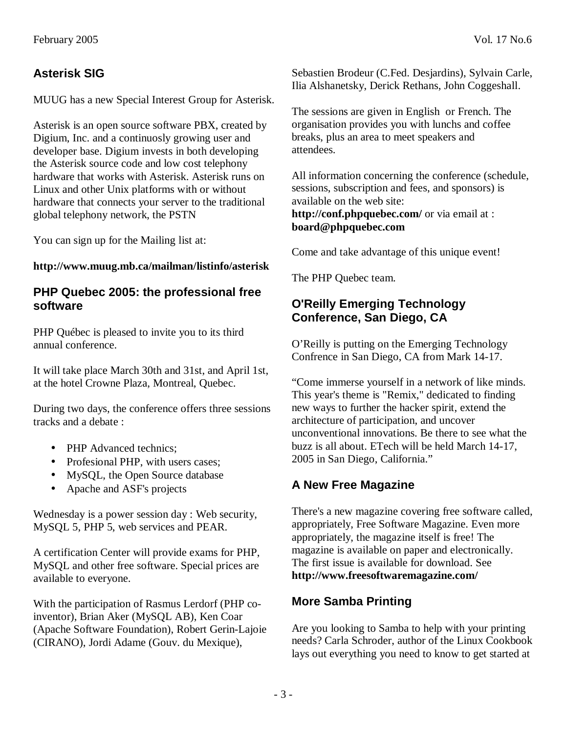## Asterisk SIG

MUUG has a new Special Interest Group for Asterisk.

Asterisk is an open source software PBX, created by Digium, Inc. and a continuosly growing user and developer base. Digium invests in both developing the Asterisk source code and low cost telephony hardware that works with Asterisk. Asterisk runs on Linux and other Unix platforms with or without hardware that connects your server to the traditional global telephony network, the PSTN

You can sign up for the Mailing list at:

**http://www.muug.mb.ca/mailman/listinfo/asterisk**

## PHP Quebec 2005: the professional free software

PHP Québec is pleased to invite you to its third annual conference.

It will take place March 30th and 31st, and April 1st, at the hotel Crowne Plaza, Montreal, Quebec.

During two days, the conference offers three sessions tracks and a debate :

- PHP Advanced technics;
- Profesional PHP, with users cases;
- MySQL, the Open Source database
- Apache and ASF's projects

Wednesday is a power session day : Web security, MySQL 5, PHP 5, web services and PEAR.

A certification Center will provide exams for PHP, MySQL and other free software. Special prices are available to everyone.

With the participation of Rasmus Lerdorf (PHP co-inventor), Brian Aker (MySQL AB), Ken Coar (Apache Software Foundation), Robert Gerin-Lajoie (CIRANO), Jordi Adame (Gouv. du Mexique), Sebastien Brodeur (C.Fed. Desjardins), Sylvain Carle, Ilia Alshanetsky, Derick Rethans, John Coggeshall.

The sessions are given in English or French. The organisation provides you with lunchs and coffee breaks, plus an area to meet speakers and attendees.

All information concerning the conference (schedule, sessions, subscription and fees, and sponsors) is available on the web site:
**http://conf.phpquebec.com/** or via email at : **board@phpquebec.com**

Come and take advantage of this unique event!

The PHP Quebec team.

## O'Reilly Emerging Technology Conference, San Diego, CA

O'Reilly is putting on the Emerging Technology Confrence in San Diego, CA from Mark 14-17.

"Come immerse yourself in a network of like minds. This year's theme is "Remix," dedicated to finding new ways to further the hacker spirit, extend the architecture of participation, and uncover unconventional innovations. Be there to see what the buzz is all about. ETech will be held March 14-17, 2005 in San Diego, California."

## A New Free Magazine

There's a new magazine covering free software called, appropriately, Free Software Magazine. Even more appropriately, the magazine itself is free! The magazine is available on paper and electronically. The first issue is available for download. See **http://www.freesoftwaremagazine.com/**

## More Samba Printing

Are you looking to Samba to help with your printing needs? Carla Schroder, author of the Linux Cookbook lays out everything you need to know to get started at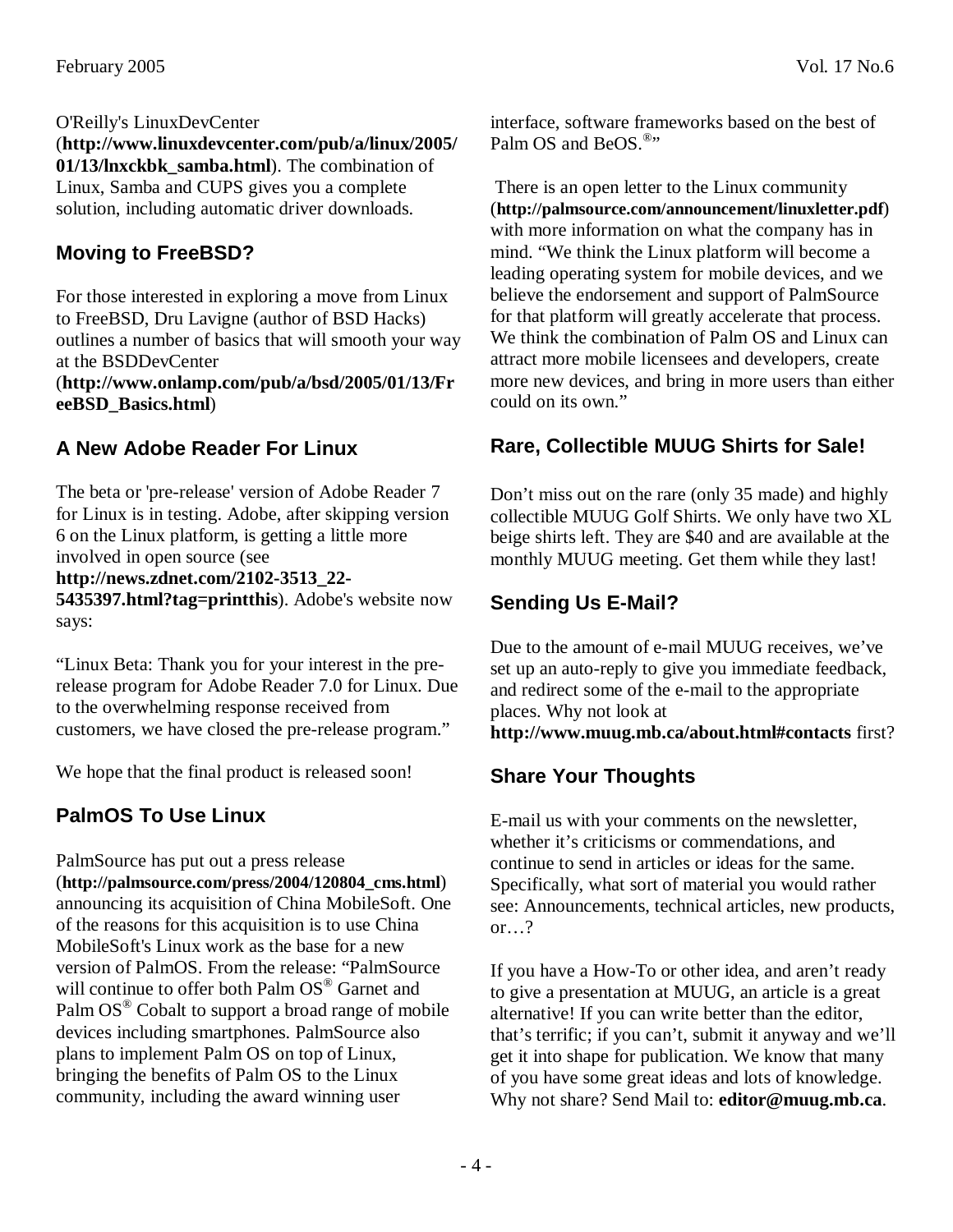O'Reilly's LinuxDevCenter (**http://www.linuxdevcenter.com/pub/a/linux/2005/01/13/lnxckbk_samba.html**). The combination of Linux, Samba and CUPS gives you a complete solution, including automatic driver downloads.

## Moving to FreeBSD?

For those interested in exploring a move from Linux to FreeBSD, Dru Lavigne (author of BSD Hacks) outlines a number of basics that will smooth your way at the BSDDevCenter (**http://www.onlamp.com/pub/a/bsd/2005/01/13/FreeBSD_Basics.html**)

## A New Adobe Reader For Linux

The beta or 'pre-release' version of Adobe Reader 7 for Linux is in testing. Adobe, after skipping version 6 on the Linux platform, is getting a little more involved in open source (see **http://news.zdnet.com/2102-3513_22-5435397.html?tag=printthis**). Adobe's website now says:

"Linux Beta: Thank you for your interest in the pre-release program for Adobe Reader 7.0 for Linux. Due to the overwhelming response received from customers, we have closed the pre-release program."

We hope that the final product is released soon!

## PalmOS To Use Linux

PalmSource has put out a press release (**http://palmsource.com/press/2004/120804_cms.html**) announcing its acquisition of China MobileSoft. One of the reasons for this acquisition is to use China MobileSoft's Linux work as the base for a new version of PalmOS. From the release: "PalmSource will continue to offer both Palm OS® Garnet and Palm OS® Cobalt to support a broad range of mobile devices including smartphones. PalmSource also plans to implement Palm OS on top of Linux, bringing the benefits of Palm OS to the Linux community, including the award winning user interface, software frameworks based on the best of Palm OS and BeOS.®"

There is an open letter to the Linux community (**http://palmsource.com/announcement/linuxletter.pdf**) with more information on what the company has in mind. "We think the Linux platform will become a leading operating system for mobile devices, and we believe the endorsement and support of PalmSource for that platform will greatly accelerate that process. We think the combination of Palm OS and Linux can attract more mobile licensees and developers, create more new devices, and bring in more users than either could on its own."

## Rare, Collectible MUUG Shirts for Sale!

Don't miss out on the rare (only 35 made) and highly collectible MUUG Golf Shirts. We only have two XL beige shirts left. They are $40 and are available at the monthly MUUG meeting. Get them while they last!

## Sending Us E-Mail?

Due to the amount of e-mail MUUG receives, we've set up an auto-reply to give you immediate feedback, and redirect some of the e-mail to the appropriate places. Why not look at **http://www.muug.mb.ca/about.html#contacts** first?

## Share Your Thoughts

E-mail us with your comments on the newsletter, whether it's criticisms or commendations, and continue to send in articles or ideas for the same. Specifically, what sort of material you would rather see: Announcements, technical articles, new products, or…?

If you have a How-To or other idea, and aren't ready to give a presentation at MUUG, an article is a great alternative! If you can write better than the editor, that's terrific; if you can't, submit it anyway and we'll get it into shape for publication. We know that many of you have some great ideas and lots of knowledge. Why not share? Send Mail to: **editor@muug.mb.ca**.